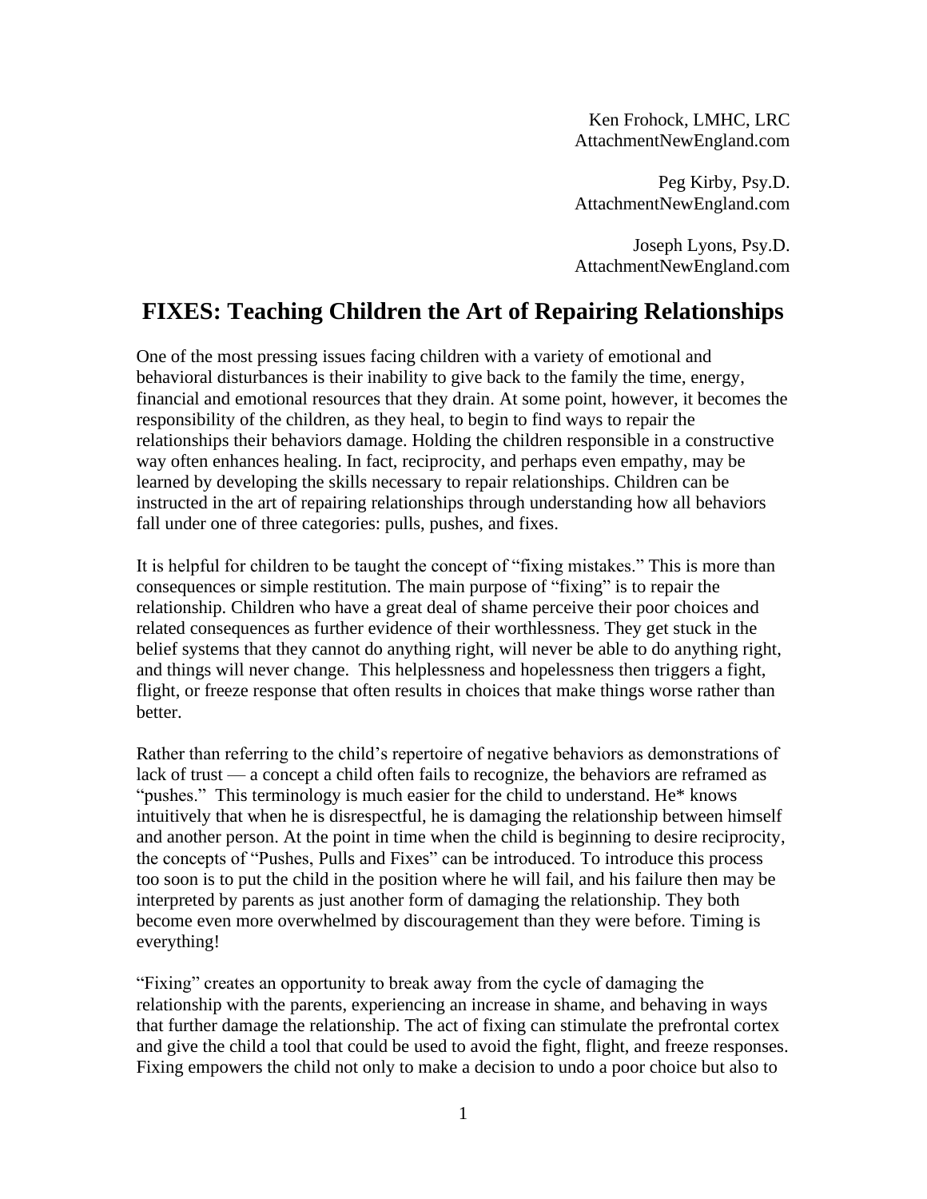Ken Frohock, LMHC, LRC
AttachmentNewEngland.com

Peg Kirby, Psy.D.
AttachmentNewEngland.com

Joseph Lyons, Psy.D.
AttachmentNewEngland.com

# FIXES: Teaching Children the Art of Repairing Relationships

One of the most pressing issues facing children with a variety of emotional and behavioral disturbances is their inability to give back to the family the time, energy, financial and emotional resources that they drain. At some point, however, it becomes the responsibility of the children, as they heal, to begin to find ways to repair the relationships their behaviors damage. Holding the children responsible in a constructive way often enhances healing. In fact, reciprocity, and perhaps even empathy, may be learned by developing the skills necessary to repair relationships. Children can be instructed in the art of repairing relationships through understanding how all behaviors fall under one of three categories: pulls, pushes, and fixes.

It is helpful for children to be taught the concept of "fixing mistakes." This is more than consequences or simple restitution. The main purpose of "fixing" is to repair the relationship. Children who have a great deal of shame perceive their poor choices and related consequences as further evidence of their worthlessness. They get stuck in the belief systems that they cannot do anything right, will never be able to do anything right, and things will never change. This helplessness and hopelessness then triggers a fight, flight, or freeze response that often results in choices that make things worse rather than better.

Rather than referring to the child's repertoire of negative behaviors as demonstrations of lack of trust — a concept a child often fails to recognize, the behaviors are reframed as "pushes." This terminology is much easier for the child to understand. He* knows intuitively that when he is disrespectful, he is damaging the relationship between himself and another person. At the point in time when the child is beginning to desire reciprocity, the concepts of "Pushes, Pulls and Fixes" can be introduced. To introduce this process too soon is to put the child in the position where he will fail, and his failure then may be interpreted by parents as just another form of damaging the relationship. They both become even more overwhelmed by discouragement than they were before. Timing is everything!

"Fixing" creates an opportunity to break away from the cycle of damaging the relationship with the parents, experiencing an increase in shame, and behaving in ways that further damage the relationship. The act of fixing can stimulate the prefrontal cortex and give the child a tool that could be used to avoid the fight, flight, and freeze responses. Fixing empowers the child not only to make a decision to undo a poor choice but also to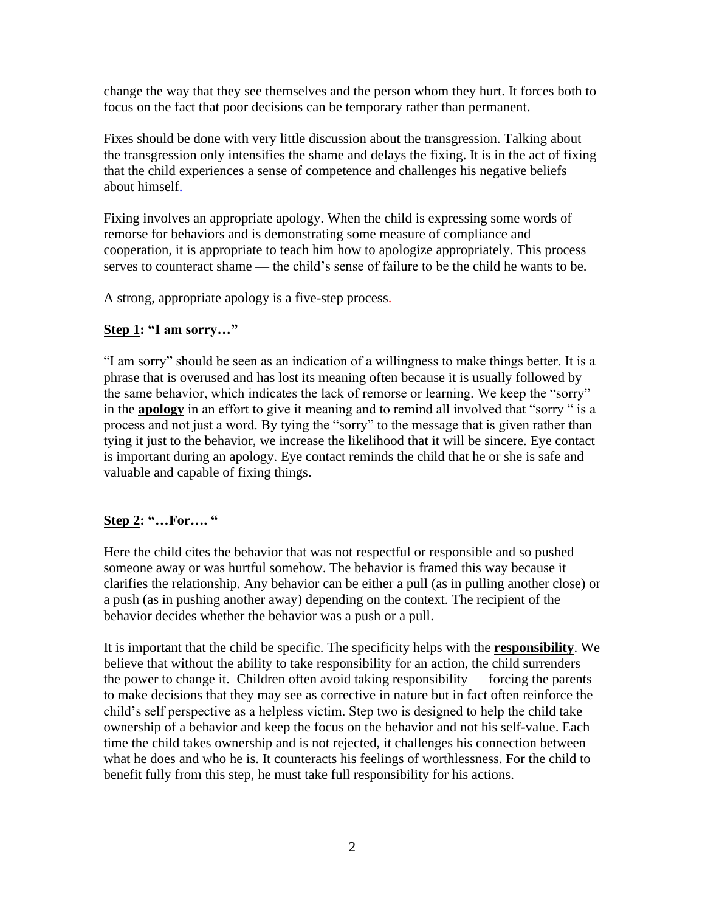change the way that they see themselves and the person whom they hurt. It forces both to focus on the fact that poor decisions can be temporary rather than permanent.

Fixes should be done with very little discussion about the transgression. Talking about the transgression only intensifies the shame and delays the fixing. It is in the act of fixing that the child experiences a sense of competence and challenges his negative beliefs about himself.

Fixing involves an appropriate apology. When the child is expressing some words of remorse for behaviors and is demonstrating some measure of compliance and cooperation, it is appropriate to teach him how to apologize appropriately. This process serves to counteract shame — the child's sense of failure to be the child he wants to be.

A strong, appropriate apology is a five-step process.

**Step 1: "I am sorry…"**

"I am sorry" should be seen as an indication of a willingness to make things better. It is a phrase that is overused and has lost its meaning often because it is usually followed by the same behavior, which indicates the lack of remorse or learning. We keep the "sorry" in the **apology** in an effort to give it meaning and to remind all involved that "sorry " is a process and not just a word. By tying the "sorry" to the message that is given rather than tying it just to the behavior, we increase the likelihood that it will be sincere. Eye contact is important during an apology. Eye contact reminds the child that he or she is safe and valuable and capable of fixing things.

**Step 2: "…For…. "**

Here the child cites the behavior that was not respectful or responsible and so pushed someone away or was hurtful somehow. The behavior is framed this way because it clarifies the relationship. Any behavior can be either a pull (as in pulling another close) or a push (as in pushing another away) depending on the context. The recipient of the behavior decides whether the behavior was a push or a pull.

It is important that the child be specific. The specificity helps with the **responsibility**. We believe that without the ability to take responsibility for an action, the child surrenders the power to change it. Children often avoid taking responsibility — forcing the parents to make decisions that they may see as corrective in nature but in fact often reinforce the child's self perspective as a helpless victim. Step two is designed to help the child take ownership of a behavior and keep the focus on the behavior and not his self-value. Each time the child takes ownership and is not rejected, it challenges his connection between what he does and who he is. It counteracts his feelings of worthlessness. For the child to benefit fully from this step, he must take full responsibility for his actions.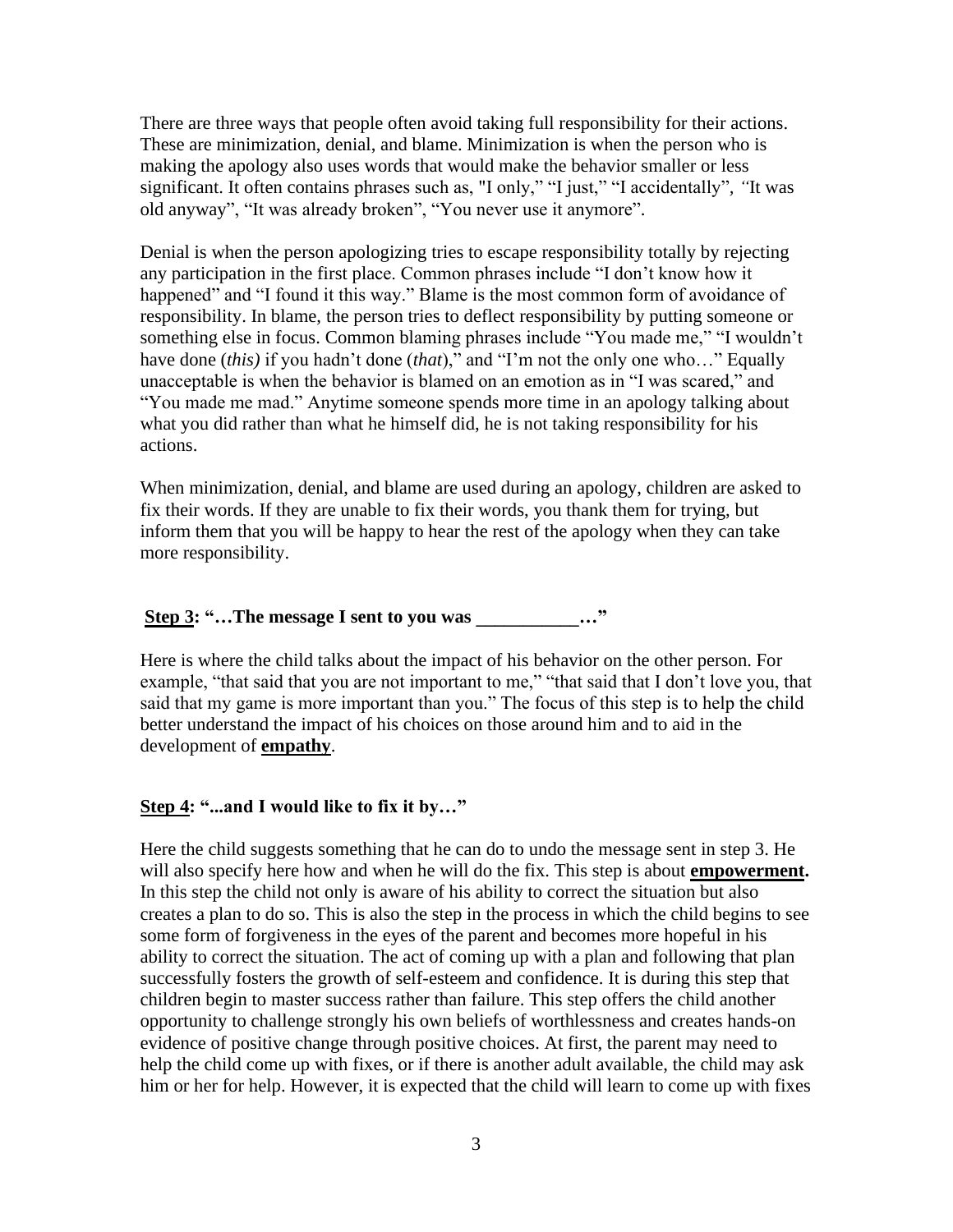There are three ways that people often avoid taking full responsibility for their actions. These are minimization, denial, and blame. Minimization is when the person who is making the apology also uses words that would make the behavior smaller or less significant. It often contains phrases such as, "I only," "I just," "I accidentally", *"*It was old anyway", "It was already broken", "You never use it anymore".

Denial is when the person apologizing tries to escape responsibility totally by rejecting any participation in the first place. Common phrases include "I don't know how it happened" and "I found it this way." Blame is the most common form of avoidance of responsibility. In blame, the person tries to deflect responsibility by putting someone or something else in focus. Common blaming phrases include "You made me," "I wouldn't have done (*this)* if you hadn't done (*that*)," and "I'm not the only one who…" Equally unacceptable is when the behavior is blamed on an emotion as in "I was scared," and "You made me mad." Anytime someone spends more time in an apology talking about what you did rather than what he himself did, he is not taking responsibility for his actions.

When minimization, denial, and blame are used during an apology, children are asked to fix their words. If they are unable to fix their words, you thank them for trying, but inform them that you will be happy to hear the rest of the apology when they can take more responsibility.

**<u>Step 3</u>: "…The message I sent to you was ___________…"**

Here is where the child talks about the impact of his behavior on the other person. For example, "that said that you are not important to me," "that said that I don't love you, that said that my game is more important than you." The focus of this step is to help the child better understand the impact of his choices on those around him and to aid in the development of **<u>empathy</u>**.

**<u>Step 4</u>: "...and I would like to fix it by…"**

Here the child suggests something that he can do to undo the message sent in step 3. He will also specify here how and when he will do the fix. This step is about **<u>empowerment</u>.** In this step the child not only is aware of his ability to correct the situation but also creates a plan to do so. This is also the step in the process in which the child begins to see some form of forgiveness in the eyes of the parent and becomes more hopeful in his ability to correct the situation. The act of coming up with a plan and following that plan successfully fosters the growth of self-esteem and confidence. It is during this step that children begin to master success rather than failure. This step offers the child another opportunity to challenge strongly his own beliefs of worthlessness and creates hands-on evidence of positive change through positive choices. At first, the parent may need to help the child come up with fixes, or if there is another adult available, the child may ask him or her for help. However, it is expected that the child will learn to come up with fixes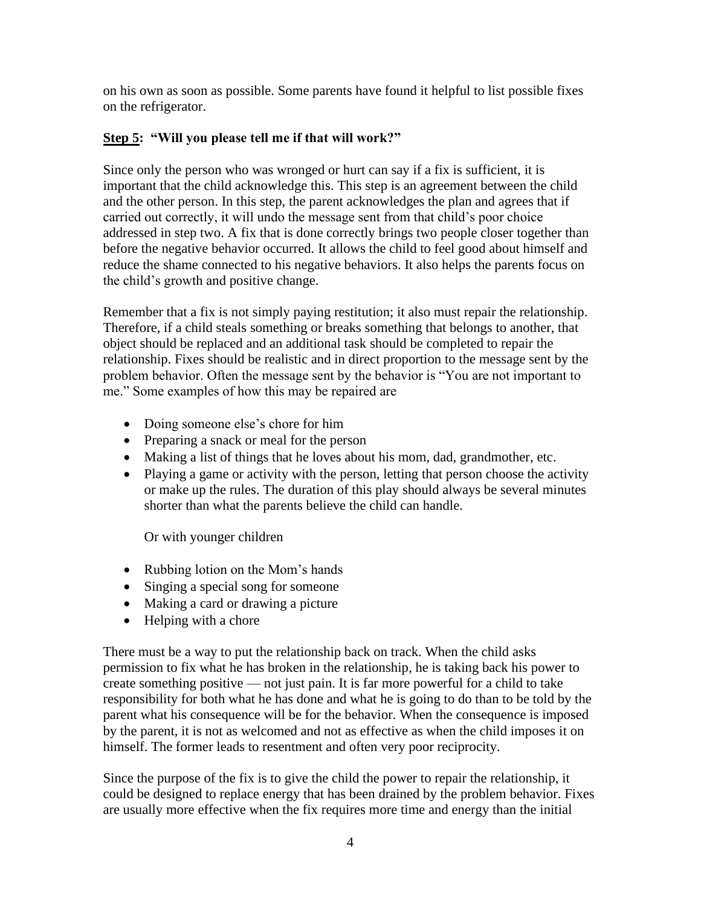on his own as soon as possible. Some parents have found it helpful to list possible fixes on the refrigerator.

**<u>Step 5</u>: "Will you please tell me if that will work?"**

Since only the person who was wronged or hurt can say if a fix is sufficient, it is important that the child acknowledge this. This step is an agreement between the child and the other person. In this step, the parent acknowledges the plan and agrees that if carried out correctly, it will undo the message sent from that child's poor choice addressed in step two. A fix that is done correctly brings two people closer together than before the negative behavior occurred. It allows the child to feel good about himself and reduce the shame connected to his negative behaviors. It also helps the parents focus on the child's growth and positive change.

Remember that a fix is not simply paying restitution; it also must repair the relationship. Therefore, if a child steals something or breaks something that belongs to another, that object should be replaced and an additional task should be completed to repair the relationship. Fixes should be realistic and in direct proportion to the message sent by the problem behavior. Often the message sent by the behavior is "You are not important to me." Some examples of how this may be repaired are

- Doing someone else's chore for him
- Preparing a snack or meal for the person
- Making a list of things that he loves about his mom, dad, grandmother, etc.
- Playing a game or activity with the person, letting that person choose the activity or make up the rules. The duration of this play should always be several minutes shorter than what the parents believe the child can handle.

  Or with younger children

- Rubbing lotion on the Mom's hands
- Singing a special song for someone
- Making a card or drawing a picture
- Helping with a chore

There must be a way to put the relationship back on track. When the child asks permission to fix what he has broken in the relationship, he is taking back his power to create something positive — not just pain. It is far more powerful for a child to take responsibility for both what he has done and what he is going to do than to be told by the parent what his consequence will be for the behavior. When the consequence is imposed by the parent, it is not as welcomed and not as effective as when the child imposes it on himself. The former leads to resentment and often very poor reciprocity.

Since the purpose of the fix is to give the child the power to repair the relationship, it could be designed to replace energy that has been drained by the problem behavior. Fixes are usually more effective when the fix requires more time and energy than the initial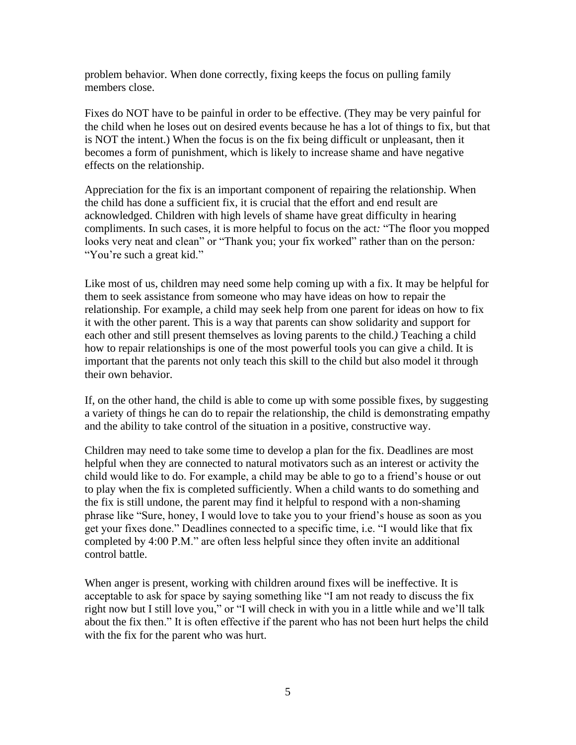problem behavior. When done correctly, fixing keeps the focus on pulling family members close.

Fixes do NOT have to be painful in order to be effective. (They may be very painful for the child when he loses out on desired events because he has a lot of things to fix, but that is NOT the intent.) When the focus is on the fix being difficult or unpleasant, then it becomes a form of punishment, which is likely to increase shame and have negative effects on the relationship.

Appreciation for the fix is an important component of repairing the relationship. When the child has done a sufficient fix, it is crucial that the effort and end result are acknowledged. Children with high levels of shame have great difficulty in hearing compliments. In such cases, it is more helpful to focus on the act*:* "The floor you mopped looks very neat and clean" or "Thank you; your fix worked" rather than on the person*:* "You're such a great kid."

Like most of us, children may need some help coming up with a fix. It may be helpful for them to seek assistance from someone who may have ideas on how to repair the relationship. For example, a child may seek help from one parent for ideas on how to fix it with the other parent. This is a way that parents can show solidarity and support for each other and still present themselves as loving parents to the child.*)* Teaching a child how to repair relationships is one of the most powerful tools you can give a child. It is important that the parents not only teach this skill to the child but also model it through their own behavior.

If, on the other hand, the child is able to come up with some possible fixes, by suggesting a variety of things he can do to repair the relationship, the child is demonstrating empathy and the ability to take control of the situation in a positive, constructive way.

Children may need to take some time to develop a plan for the fix. Deadlines are most helpful when they are connected to natural motivators such as an interest or activity the child would like to do. For example, a child may be able to go to a friend's house or out to play when the fix is completed sufficiently. When a child wants to do something and the fix is still undone, the parent may find it helpful to respond with a non-shaming phrase like "Sure, honey, I would love to take you to your friend's house as soon as you get your fixes done." Deadlines connected to a specific time, i.e. "I would like that fix completed by 4:00 P.M." are often less helpful since they often invite an additional control battle.

When anger is present, working with children around fixes will be ineffective. It is acceptable to ask for space by saying something like "I am not ready to discuss the fix right now but I still love you," or "I will check in with you in a little while and we'll talk about the fix then." It is often effective if the parent who has not been hurt helps the child with the fix for the parent who was hurt.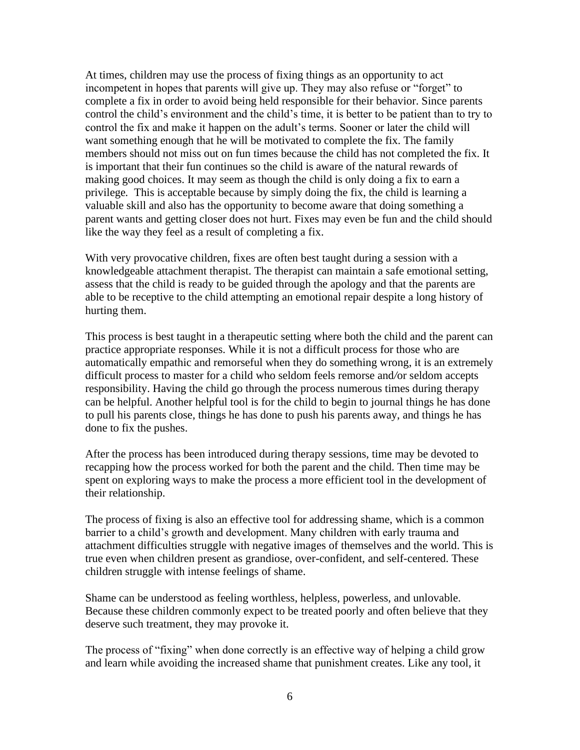At times, children may use the process of fixing things as an opportunity to act incompetent in hopes that parents will give up. They may also refuse or "forget" to complete a fix in order to avoid being held responsible for their behavior. Since parents control the child's environment and the child's time, it is better to be patient than to try to control the fix and make it happen on the adult's terms. Sooner or later the child will want something enough that he will be motivated to complete the fix. The family members should not miss out on fun times because the child has not completed the fix. It is important that their fun continues so the child is aware of the natural rewards of making good choices. It may seem as though the child is only doing a fix to earn a privilege. This is acceptable because by simply doing the fix, the child is learning a valuable skill and also has the opportunity to become aware that doing something a parent wants and getting closer does not hurt. Fixes may even be fun and the child should like the way they feel as a result of completing a fix.

With very provocative children, fixes are often best taught during a session with a knowledgeable attachment therapist. The therapist can maintain a safe emotional setting, assess that the child is ready to be guided through the apology and that the parents are able to be receptive to the child attempting an emotional repair despite a long history of hurting them.

This process is best taught in a therapeutic setting where both the child and the parent can practice appropriate responses. While it is not a difficult process for those who are automatically empathic and remorseful when they do something wrong, it is an extremely difficult process to master for a child who seldom feels remorse and/or seldom accepts responsibility. Having the child go through the process numerous times during therapy can be helpful. Another helpful tool is for the child to begin to journal things he has done to pull his parents close, things he has done to push his parents away, and things he has done to fix the pushes.

After the process has been introduced during therapy sessions, time may be devoted to recapping how the process worked for both the parent and the child. Then time may be spent on exploring ways to make the process a more efficient tool in the development of their relationship.

The process of fixing is also an effective tool for addressing shame, which is a common barrier to a child's growth and development. Many children with early trauma and attachment difficulties struggle with negative images of themselves and the world. This is true even when children present as grandiose, over-confident, and self-centered. These children struggle with intense feelings of shame.

Shame can be understood as feeling worthless, helpless, powerless, and unlovable. Because these children commonly expect to be treated poorly and often believe that they deserve such treatment, they may provoke it.

The process of "fixing" when done correctly is an effective way of helping a child grow and learn while avoiding the increased shame that punishment creates. Like any tool, it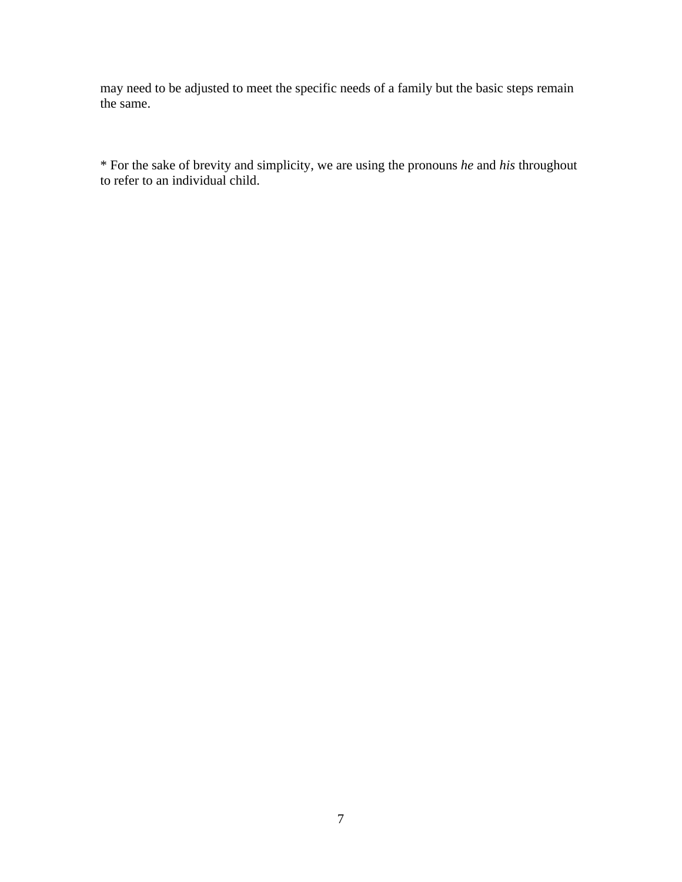may need to be adjusted to meet the specific needs of a family but the basic steps remain the same.

* For the sake of brevity and simplicity, we are using the pronouns *he* and *his* throughout to refer to an individual child.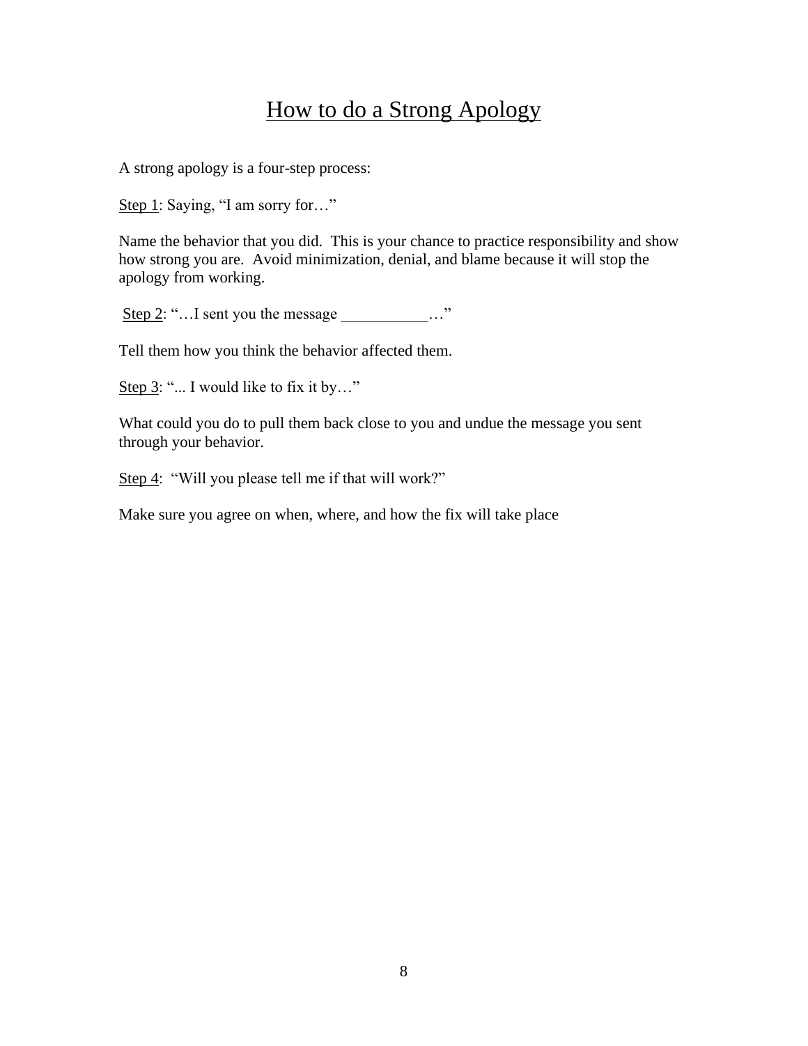# How to do a Strong Apology

A strong apology is a four-step process:

Step 1: Saying, "I am sorry for…"

Name the behavior that you did. This is your chance to practice responsibility and show how strong you are. Avoid minimization, denial, and blame because it will stop the apology from working.

Step 2: "…I sent you the message ___________…"

Tell them how you think the behavior affected them.

Step 3: "... I would like to fix it by…"

What could you do to pull them back close to you and undue the message you sent through your behavior.

Step 4: "Will you please tell me if that will work?"

Make sure you agree on when, where, and how the fix will take place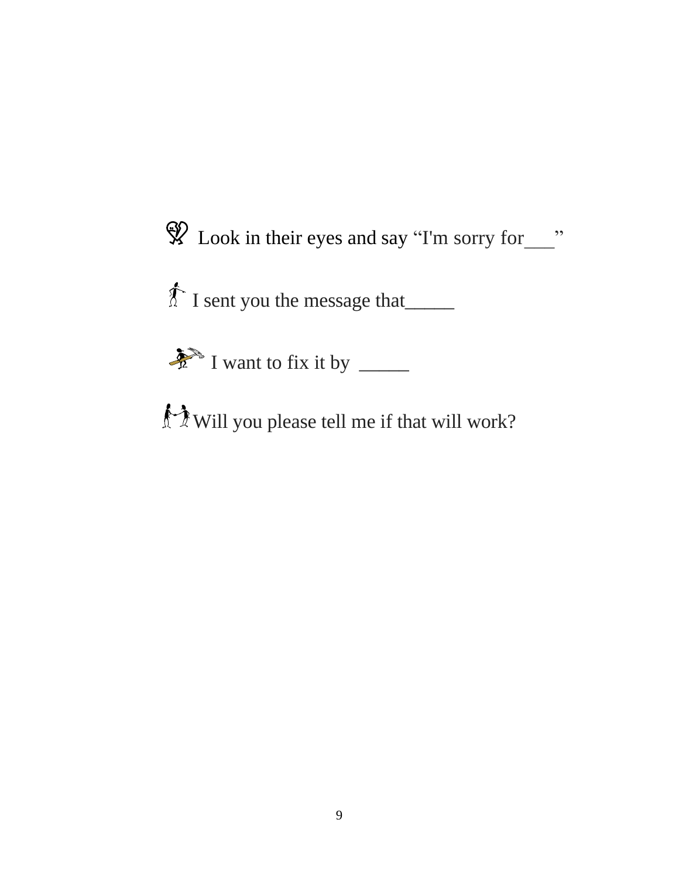Look in their eyes and say “I'm sorry for___”

I sent you the message that_____

I want to fix it by _____

Will you please tell me if that will work?